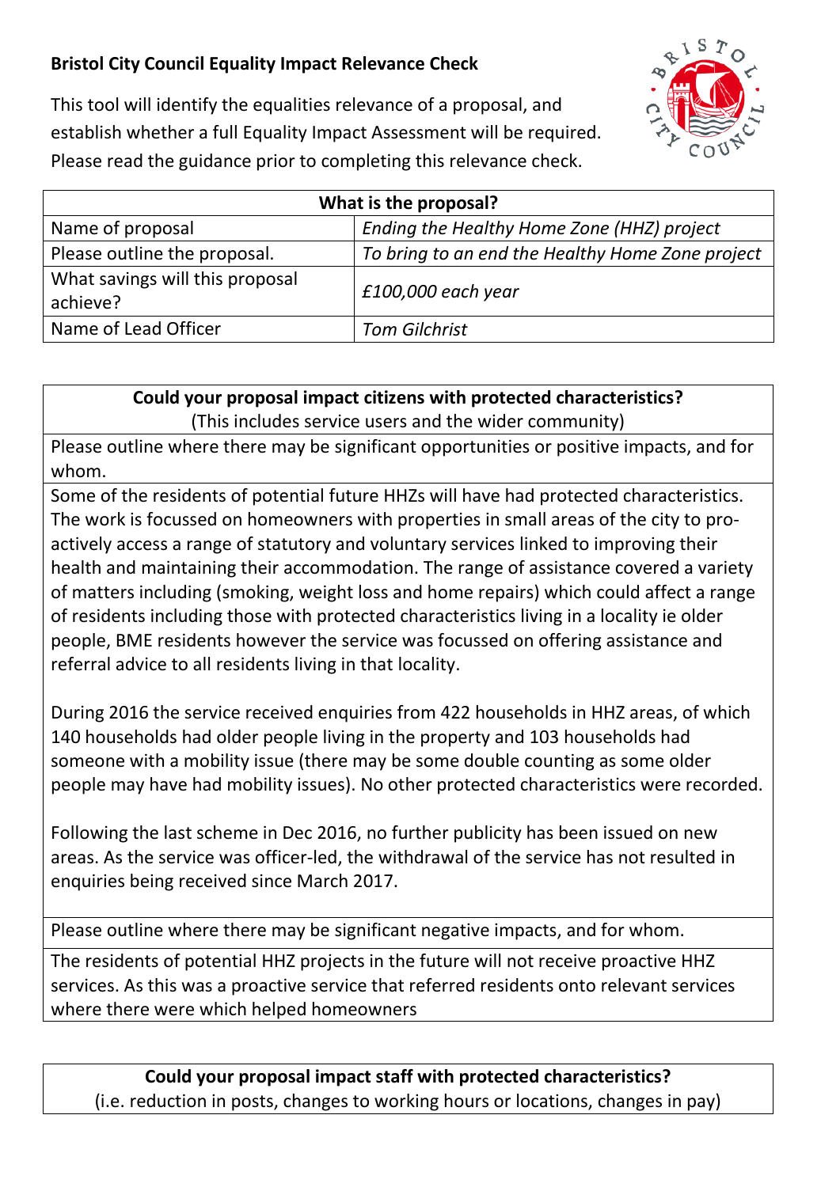# Bristol City Council Equality Impact Relevance Check

This tool will identify the equalities relevance of a proposal, and establish whether a full Equality Impact Assessment will be required. Please read the guidance prior to completing this relevance check.

| What is the proposal? | |
|---|---|
| Name of proposal | *Ending the Healthy Home Zone (HHZ) project* |
| Please outline the proposal. | *To bring to an end the Healthy Home Zone project* |
| What savings will this proposal achieve? | *£100,000 each year* |
| Name of Lead Officer | *Tom Gilchrist* |

**Could your proposal impact citizens with protected characteristics?**
(This includes service users and the wider community)

Please outline where there may be significant opportunities or positive impacts, and for whom.

Some of the residents of potential future HHZs will have had protected characteristics. The work is focussed on homeowners with properties in small areas of the city to pro-actively access a range of statutory and voluntary services linked to improving their health and maintaining their accommodation. The range of assistance covered a variety of matters including (smoking, weight loss and home repairs) which could affect a range of residents including those with protected characteristics living in a locality ie older people, BME residents however the service was focussed on offering assistance and referral advice to all residents living in that locality.

During 2016 the service received enquiries from 422 households in HHZ areas, of which 140 households had older people living in the property and 103 households had someone with a mobility issue (there may be some double counting as some older people may have had mobility issues). No other protected characteristics were recorded.

Following the last scheme in Dec 2016, no further publicity has been issued on new areas. As the service was officer-led, the withdrawal of the service has not resulted in enquiries being received since March 2017.

Please outline where there may be significant negative impacts, and for whom.

The residents of potential HHZ projects in the future will not receive proactive HHZ services. As this was a proactive service that referred residents onto relevant services where there were which helped homeowners

**Could your proposal impact staff with protected characteristics?**
(i.e. reduction in posts, changes to working hours or locations, changes in pay)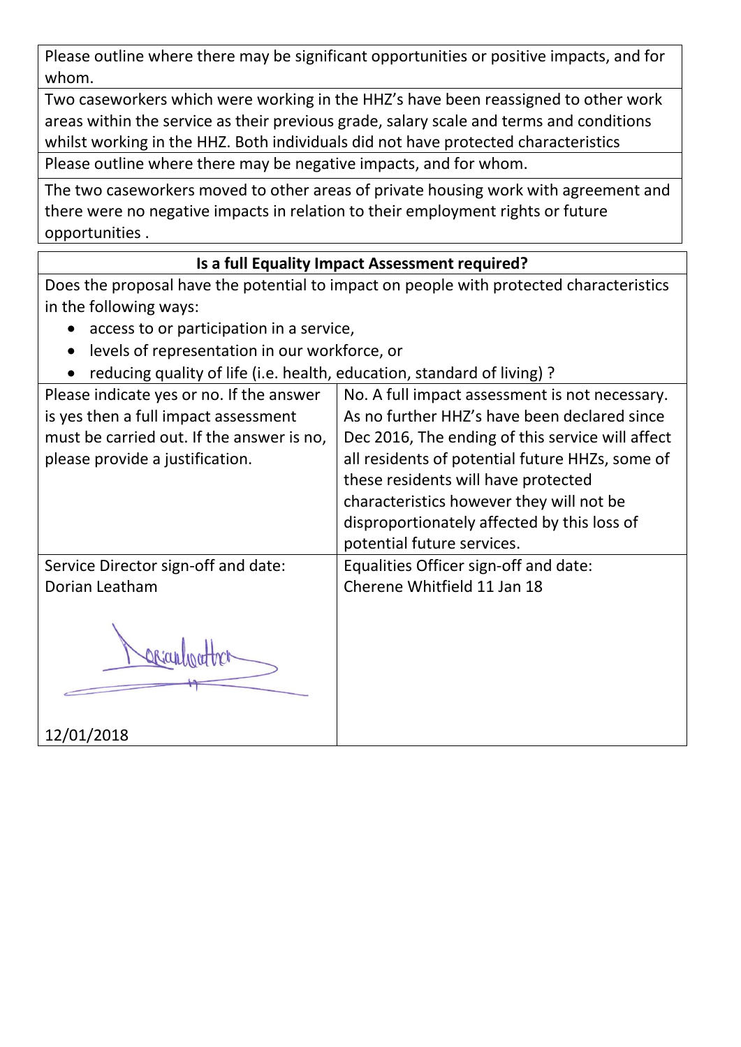| Please outline where there may be significant opportunities or positive impacts, and for whom. |
| --- |
| Two caseworkers which were working in the HHZ's have been reassigned to other work areas within the service as their previous grade, salary scale and terms and conditions whilst working in the HHZ. Both individuals did not have protected characteristics |
| Please outline where there may be negative impacts, and for whom. |
| The two caseworkers moved to other areas of private housing work with agreement and there were no negative impacts in relation to their employment rights or future opportunities . |

| **Is a full Equality Impact Assessment required?** | |
| --- | --- |
| Does the proposal have the potential to impact on people with protected characteristics in the following ways:<br>• access to or participation in a service,<br>• levels of representation in our workforce, or<br>• reducing quality of life (i.e. health, education, standard of living) ? | |
| Please indicate yes or no. If the answer is yes then a full impact assessment must be carried out. If the answer is no, please provide a justification. | No. A full impact assessment is not necessary. As no further HHZ's have been declared since Dec 2016, The ending of this service will affect all residents of potential future HHZs, some of these residents will have protected characteristics however they will not be disproportionately affected by this loss of potential future services. |
| Service Director sign-off and date:<br>Dorian Leatham<br><br>12/01/2018 | Equalities Officer sign-off and date:<br>Cherene Whitfield 11 Jan 18 |